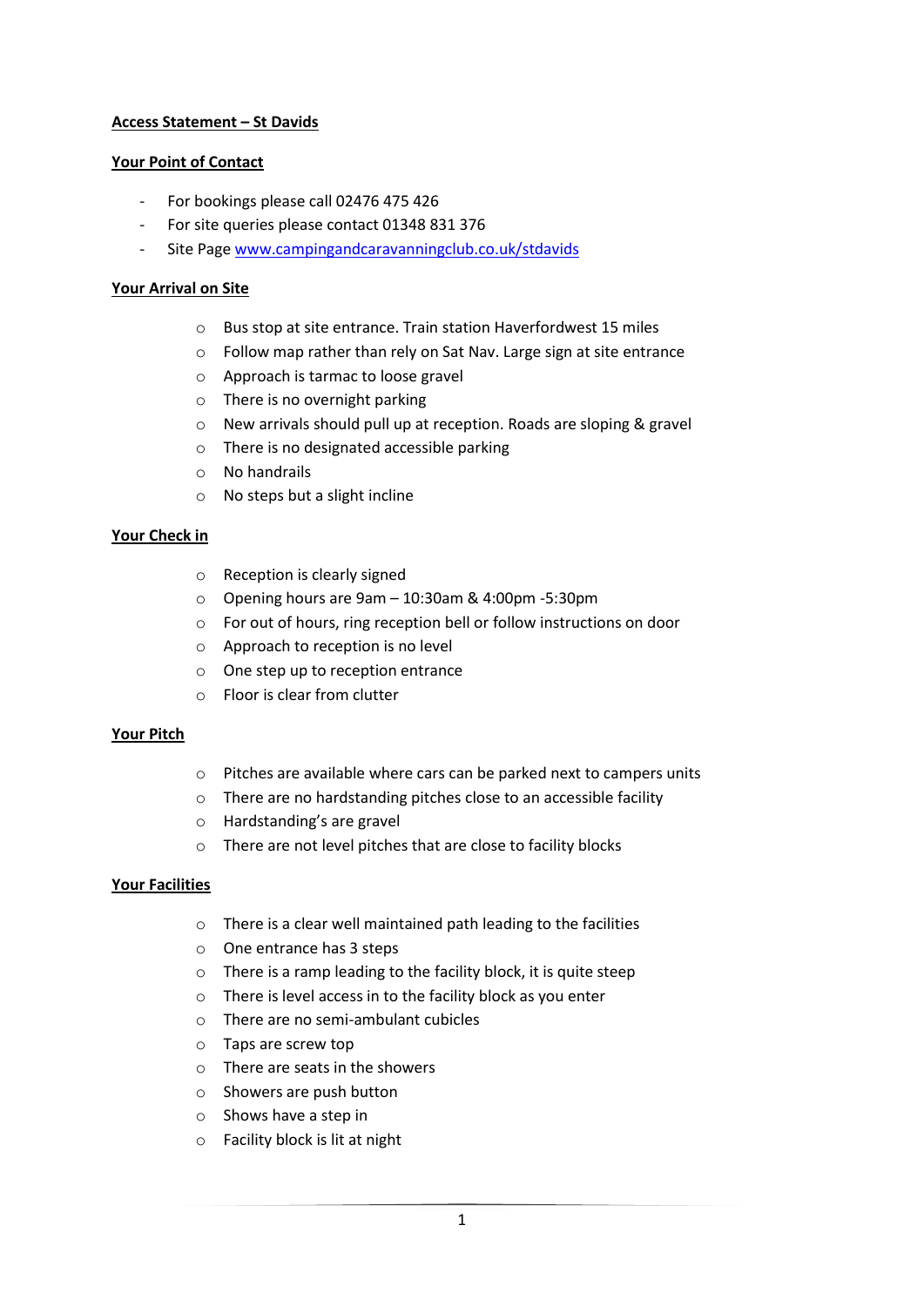**Access Statement – St Davids**

**Your Point of Contact**

- For bookings please call 02476 475 426
- For site queries please contact 01348 831 376
- Site Page [www.campingandcaravanningclub.co.uk/stdavids](http://www.campingandcaravanningclub.co.uk/stdavids)

**Your Arrival on Site**

- Bus stop at site entrance. Train station Haverfordwest 15 miles
- Follow map rather than rely on Sat Nav. Large sign at site entrance
- Approach is tarmac to loose gravel
- There is no overnight parking
- New arrivals should pull up at reception. Roads are sloping & gravel
- There is no designated accessible parking
- No handrails
- No steps but a slight incline

**Your Check in**

- Reception is clearly signed
- Opening hours are 9am – 10:30am & 4:00pm -5:30pm
- For out of hours, ring reception bell or follow instructions on door
- Approach to reception is no level
- One step up to reception entrance
- Floor is clear from clutter

**Your Pitch**

- Pitches are available where cars can be parked next to campers units
- There are no hardstanding pitches close to an accessible facility
- Hardstanding's are gravel
- There are not level pitches that are close to facility blocks

**Your Facilities**

- There is a clear well maintained path leading to the facilities
- One entrance has 3 steps
- There is a ramp leading to the facility block, it is quite steep
- There is level access in to the facility block as you enter
- There are no semi-ambulant cubicles
- Taps are screw top
- There are seats in the showers
- Showers are push button
- Shows have a step in
- Facility block is lit at night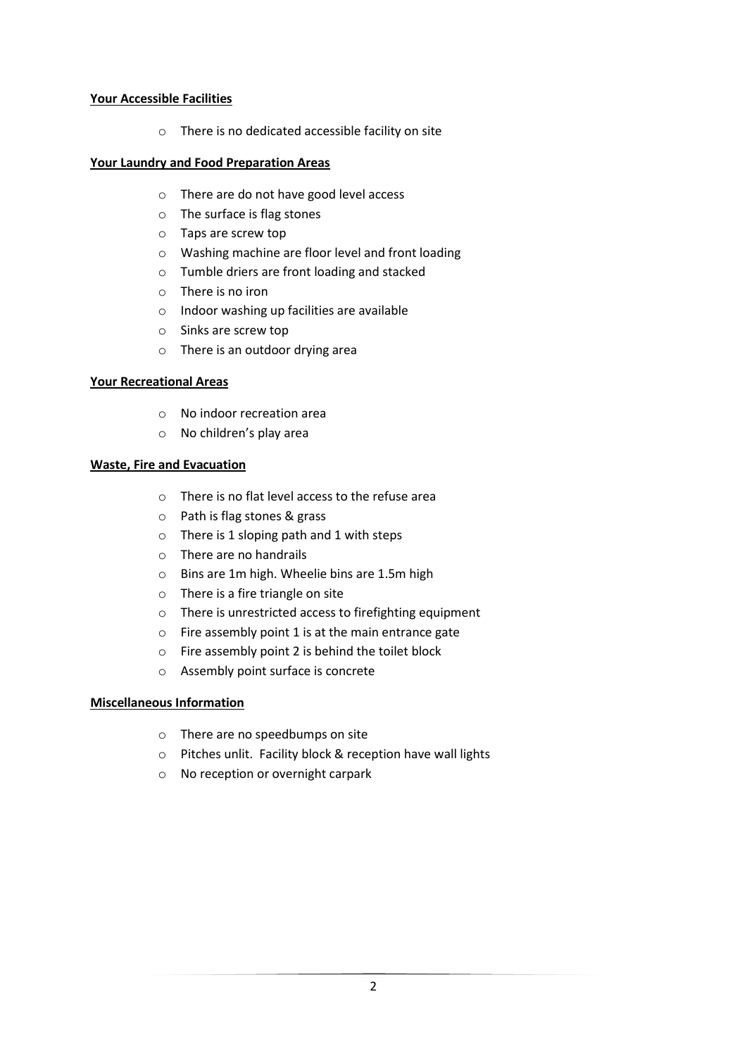**Your Accessible Facilities**

- There is no dedicated accessible facility on site

**Your Laundry and Food Preparation Areas**

- There are do not have good level access
- The surface is flag stones
- Taps are screw top
- Washing machine are floor level and front loading
- Tumble driers are front loading and stacked
- There is no iron
- Indoor washing up facilities are available
- Sinks are screw top
- There is an outdoor drying area

**Your Recreational Areas**

- No indoor recreation area
- No children's play area

**Waste, Fire and Evacuation**

- There is no flat level access to the refuse area
- Path is flag stones & grass
- There is 1 sloping path and 1 with steps
- There are no handrails
- Bins are 1m high. Wheelie bins are 1.5m high
- There is a fire triangle on site
- There is unrestricted access to firefighting equipment
- Fire assembly point 1 is at the main entrance gate
- Fire assembly point 2 is behind the toilet block
- Assembly point surface is concrete

**Miscellaneous Information**

- There are no speedbumps on site
- Pitches unlit. Facility block & reception have wall lights
- No reception or overnight carpark